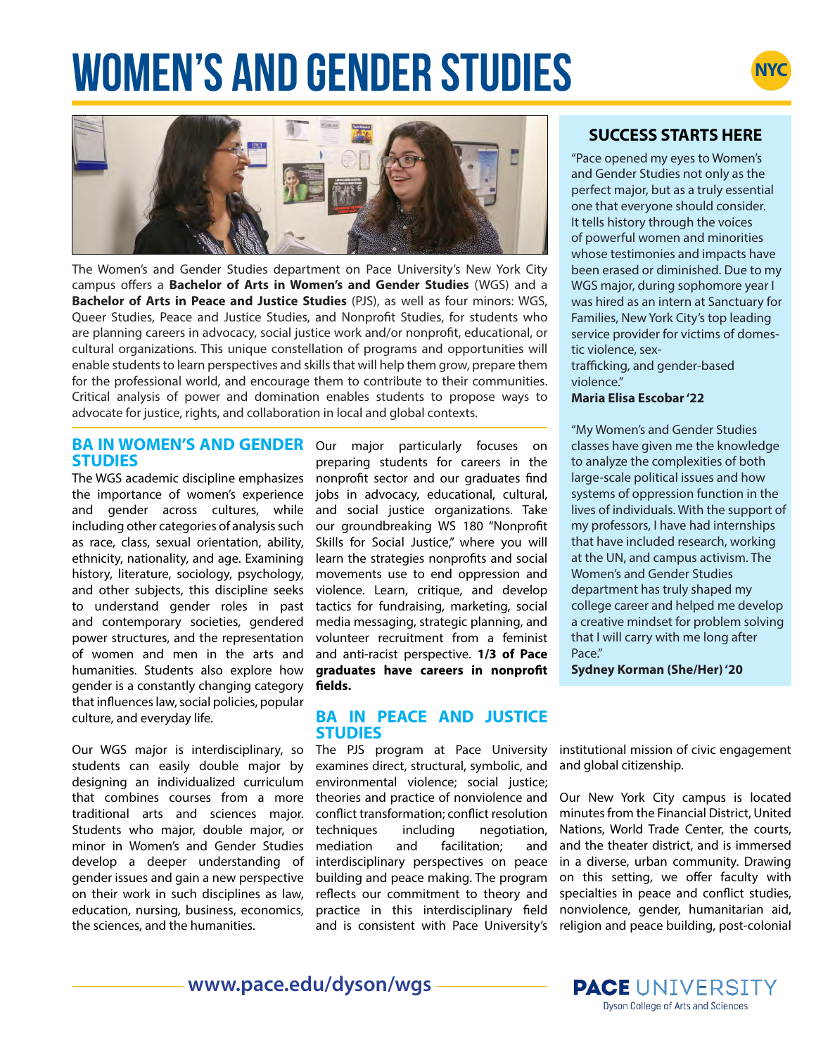# WOMEN'S AND GENDER STUDIES

NYC

The Women's and Gender Studies department on Pace University's New York City campus offers a **Bachelor of Arts in Women's and Gender Studies** (WGS) and a **Bachelor of Arts in Peace and Justice Studies** (PJS), as well as four minors: WGS, Queer Studies, Peace and Justice Studies, and Nonprofit Studies, for students who are planning careers in advocacy, social justice work and/or nonprofit, educational, or cultural organizations. This unique constellation of programs and opportunities will enable students to learn perspectives and skills that will help them grow, prepare them for the professional world, and encourage them to contribute to their communities. Critical analysis of power and domination enables students to propose ways to advocate for justice, rights, and collaboration in local and global contexts.

## BA IN WOMEN'S AND GENDER STUDIES

The WGS academic discipline emphasizes the importance of women's experience and gender across cultures, while including other categories of analysis such as race, class, sexual orientation, ability, ethnicity, nationality, and age. Examining history, literature, sociology, psychology, and other subjects, this discipline seeks to understand gender roles in past and contemporary societies, gendered power structures, and the representation of women and men in the arts and humanities. Students also explore how gender is a constantly changing category that influences law, social policies, popular culture, and everyday life.

Our WGS major is interdisciplinary, so students can easily double major by designing an individualized curriculum that combines courses from a more traditional arts and sciences major. Students who major, double major, or minor in Women's and Gender Studies develop a deeper understanding of gender issues and gain a new perspective on their work in such disciplines as law, education, nursing, business, economics, the sciences, and the humanities.

Our major particularly focuses on preparing students for careers in the nonprofit sector and our graduates find jobs in advocacy, educational, cultural, and social justice organizations. Take our groundbreaking WS 180 "Nonprofit Skills for Social Justice," where you will learn the strategies nonprofits and social movements use to end oppression and violence. Learn, critique, and develop tactics for fundraising, marketing, social media messaging, strategic planning, and volunteer recruitment from a feminist and anti-racist perspective. **1/3 of Pace graduates have careers in nonprofit fields.**

## BA IN PEACE AND JUSTICE STUDIES

The PJS program at Pace University examines direct, structural, symbolic, and environmental violence; social justice; theories and practice of nonviolence and conflict transformation; conflict resolution techniques including negotiation, mediation and facilitation; and interdisciplinary perspectives on peace building and peace making. The program reflects our commitment to theory and practice in this interdisciplinary field and is consistent with Pace University's institutional mission of civic engagement and global citizenship.

Our New York City campus is located minutes from the Financial District, United Nations, World Trade Center, the courts, and the theater district, and is immersed in a diverse, urban community. Drawing on this setting, we offer faculty with specialties in peace and conflict studies, nonviolence, gender, humanitarian aid, religion and peace building, post-colonial

## SUCCESS STARTS HERE

"Pace opened my eyes to Women's and Gender Studies not only as the perfect major, but as a truly essential one that everyone should consider. It tells history through the voices of powerful women and minorities whose testimonies and impacts have been erased or diminished. Due to my WGS major, during sophomore year I was hired as an intern at Sanctuary for Families, New York City's top leading service provider for victims of domestic violence, sex-trafficking, and gender-based violence."

**Maria Elisa Escobar '22**

"My Women's and Gender Studies classes have given me the knowledge to analyze the complexities of both large-scale political issues and how systems of oppression function in the lives of individuals. With the support of my professors, I have had internships that have included research, working at the UN, and campus activism. The Women's and Gender Studies department has truly shaped my college career and helped me develop a creative mindset for problem solving that I will carry with me long after Pace."

**Sydney Korman (She/Her) '20**

www.pace.edu/dyson/wgs

PACE UNIVERSITY
Dyson College of Arts and Sciences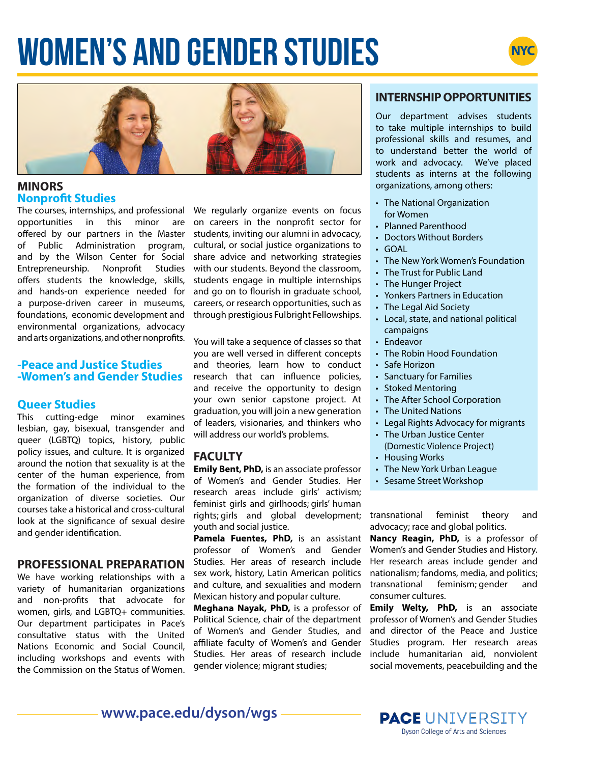# WOMEN'S AND GENDER STUDIES

NYC

## MINORS

### Nonprofit Studies

The courses, internships, and professional opportunities in this minor are offered by our partners in the Master of Public Administration program, and by the Wilson Center for Social Entrepreneurship. Nonprofit Studies offers students the knowledge, skills, and hands-on experience needed for a purpose-driven career in museums, foundations, economic development and environmental organizations, advocacy and arts organizations, and other nonprofits.

### -Peace and Justice Studies
### -Women's and Gender Studies

### Queer Studies

This cutting-edge minor examines lesbian, gay, bisexual, transgender and queer (LGBTQ) topics, history, public policy issues, and culture. It is organized around the notion that sexuality is at the center of the human experience, from the formation of the individual to the organization of diverse societies. Our courses take a historical and cross-cultural look at the significance of sexual desire and gender identification.

## PROFESSIONAL PREPARATION

We have working relationships with a variety of humanitarian organizations and non-profits that advocate for women, girls, and LGBTQ+ communities. Our department participates in Pace's consultative status with the United Nations Economic and Social Council, including workshops and events with the Commission on the Status of Women.

We regularly organize events on focus on careers in the nonprofit sector for students, inviting our alumni in advocacy, cultural, or social justice organizations to share advice and networking strategies with our students. Beyond the classroom, students engage in multiple internships and go on to flourish in graduate school, careers, or research opportunities, such as through prestigious Fulbright Fellowships.

You will take a sequence of classes so that you are well versed in different concepts and theories, learn how to conduct research that can influence policies, and receive the opportunity to design your own senior capstone project. At graduation, you will join a new generation of leaders, visionaries, and thinkers who will address our world's problems.

## FACULTY

**Emily Bent, PhD,** is an associate professor of Women's and Gender Studies. Her research areas include girls' activism; feminist girls and girlhoods; girls' human rights; girls and global development; youth and social justice.

**Pamela Fuentes, PhD,** is an assistant professor of Women's and Gender Studies. Her areas of research include sex work, history, Latin American politics and culture, and sexualities and modern Mexican history and popular culture.

**Meghana Nayak, PhD,** is a professor of Political Science, chair of the department of Women's and Gender Studies, and affiliate faculty of Women's and Gender Studies. Her areas of research include gender violence; migrant studies; transnational feminist theory and advocacy; race and global politics.

**Nancy Reagin, PhD,** is a professor of Women's and Gender Studies and History. Her research areas include gender and nationalism; fandoms, media, and politics; transnational feminism; gender and consumer cultures.

**Emily Welty, PhD,** is an associate professor of Women's and Gender Studies and director of the Peace and Justice Studies program. Her research areas include humanitarian aid, nonviolent social movements, peacebuilding and the

## INTERNSHIP OPPORTUNITIES

Our department advises students to take multiple internships to build professional skills and resumes, and to understand better the world of work and advocacy. We've placed students as interns at the following organizations, among others:

- The National Organization for Women
- Planned Parenthood
- Doctors Without Borders
- GOAL
- The New York Women's Foundation
- The Trust for Public Land
- The Hunger Project
- Yonkers Partners in Education
- The Legal Aid Society
- Local, state, and national political campaigns
- Endeavor
- The Robin Hood Foundation
- Safe Horizon
- Sanctuary for Families
- Stoked Mentoring
- The After School Corporation
- The United Nations
- Legal Rights Advocacy for migrants
- The Urban Justice Center (Domestic Violence Project)
- Housing Works
- The New York Urban League
- Sesame Street Workshop

www.pace.edu/dyson/wgs

PACE UNIVERSITY
Dyson College of Arts and Sciences